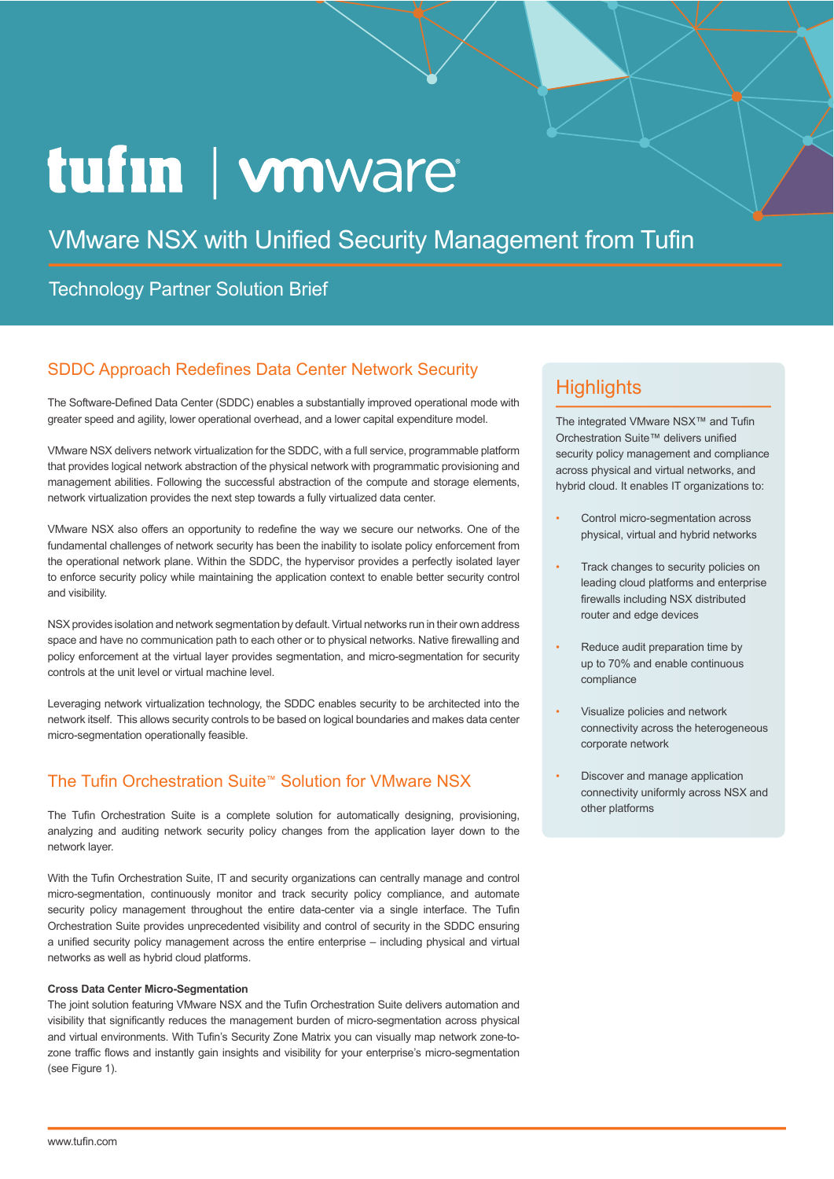tufin | vmware

# VMware NSX with Unified Security Management from Tufin

Technology Partner Solution Brief

## SDDC Approach Redefines Data Center Network Security

The Software-Defined Data Center (SDDC) enables a substantially improved operational mode with greater speed and agility, lower operational overhead, and a lower capital expenditure model.

VMware NSX delivers network virtualization for the SDDC, with a full service, programmable platform that provides logical network abstraction of the physical network with programmatic provisioning and management abilities. Following the successful abstraction of the compute and storage elements, network virtualization provides the next step towards a fully virtualized data center.

VMware NSX also offers an opportunity to redefine the way we secure our networks. One of the fundamental challenges of network security has been the inability to isolate policy enforcement from the operational network plane. Within the SDDC, the hypervisor provides a perfectly isolated layer to enforce security policy while maintaining the application context to enable better security control and visibility.

NSX provides isolation and network segmentation by default. Virtual networks run in their own address space and have no communication path to each other or to physical networks. Native firewalling and policy enforcement at the virtual layer provides segmentation, and micro-segmentation for security controls at the unit level or virtual machine level.

Leveraging network virtualization technology, the SDDC enables security to be architected into the network itself. This allows security controls to be based on logical boundaries and makes data center micro-segmentation operationally feasible.

## The Tufin Orchestration Suite™ Solution for VMware NSX

The Tufin Orchestration Suite is a complete solution for automatically designing, provisioning, analyzing and auditing network security policy changes from the application layer down to the network layer.

With the Tufin Orchestration Suite, IT and security organizations can centrally manage and control micro-segmentation, continuously monitor and track security policy compliance, and automate security policy management throughout the entire data-center via a single interface. The Tufin Orchestration Suite provides unprecedented visibility and control of security in the SDDC ensuring a unified security policy management across the entire enterprise – including physical and virtual networks as well as hybrid cloud platforms.

**Cross Data Center Micro-Segmentation**

The joint solution featuring VMware NSX and the Tufin Orchestration Suite delivers automation and visibility that significantly reduces the management burden of micro-segmentation across physical and virtual environments. With Tufin's Security Zone Matrix you can visually map network zone-to-zone traffic flows and instantly gain insights and visibility for your enterprise's micro-segmentation (see Figure 1).

## Highlights

The integrated VMware NSX™ and Tufin Orchestration Suite™ delivers unified security policy management and compliance across physical and virtual networks, and hybrid cloud. It enables IT organizations to:

- Control micro-segmentation across physical, virtual and hybrid networks
- Track changes to security policies on leading cloud platforms and enterprise firewalls including NSX distributed router and edge devices
- Reduce audit preparation time by up to 70% and enable continuous compliance
- Visualize policies and network connectivity across the heterogeneous corporate network
- Discover and manage application connectivity uniformly across NSX and other platforms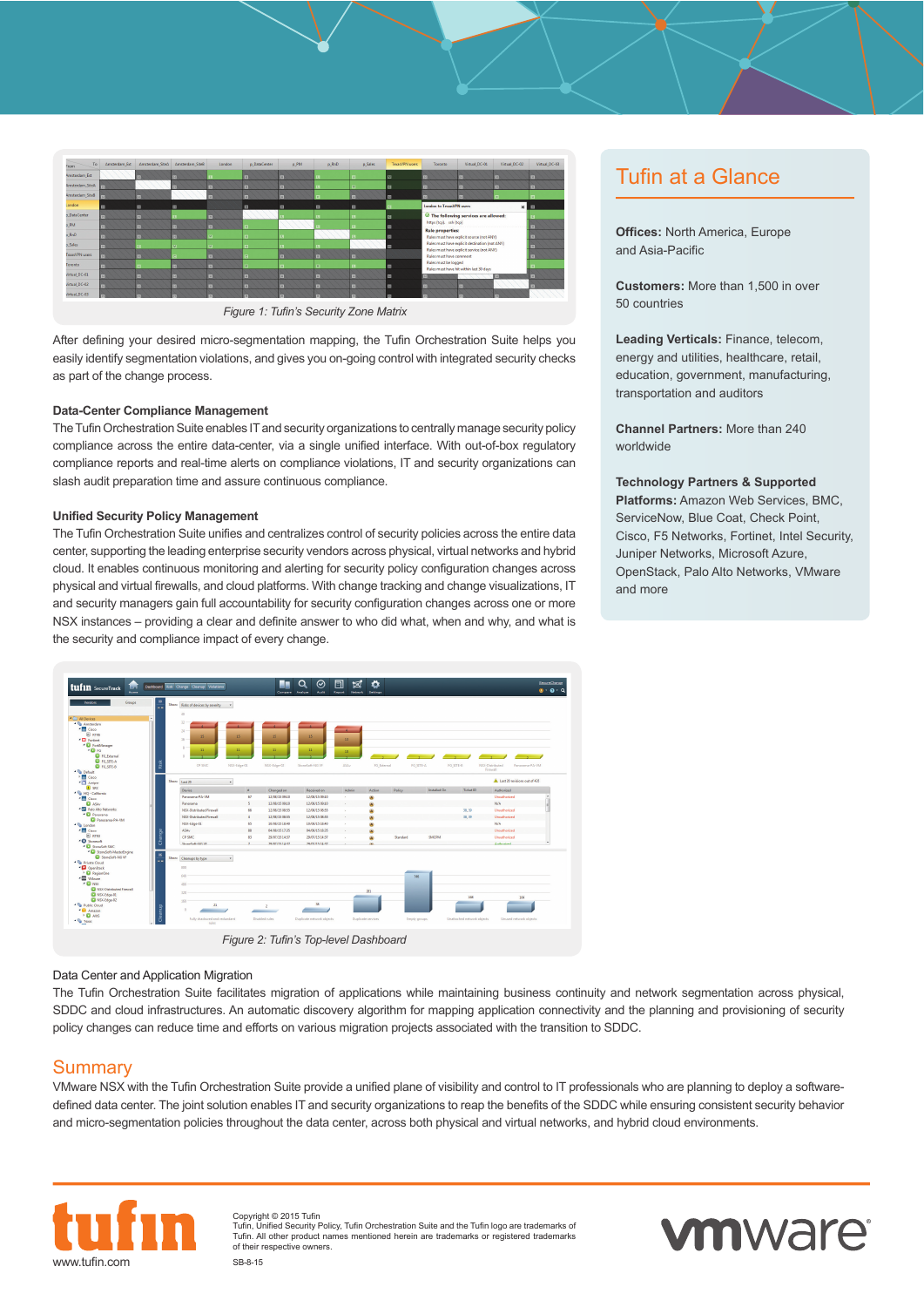Figure 1: Tufin's Security Zone Matrix

After defining your desired micro-segmentation mapping, the Tufin Orchestration Suite helps you easily identify segmentation violations, and gives you on-going control with integrated security checks as part of the change process.

### Data-Center Compliance Management

The Tufin Orchestration Suite enables IT and security organizations to centrally manage security policy compliance across the entire data-center, via a single unified interface. With out-of-box regulatory compliance reports and real-time alerts on compliance violations, IT and security organizations can slash audit preparation time and assure continuous compliance.

### Unified Security Policy Management

The Tufin Orchestration Suite unifies and centralizes control of security policies across the entire data center, supporting the leading enterprise security vendors across physical, virtual networks and hybrid cloud. It enables continuous monitoring and alerting for security policy configuration changes across physical and virtual firewalls, and cloud platforms. With change tracking and change visualizations, IT and security managers gain full accountability for security configuration changes across one or more NSX instances – providing a clear and definite answer to who did what, when and why, and what is the security and compliance impact of every change.

Figure 2: Tufin's Top-level Dashboard

### Data Center and Application Migration

The Tufin Orchestration Suite facilitates migration of applications while maintaining business continuity and network segmentation across physical, SDDC and cloud infrastructures. An automatic discovery algorithm for mapping application connectivity and the planning and provisioning of security policy changes can reduce time and efforts on various migration projects associated with the transition to SDDC.

## Summary

VMware NSX with the Tufin Orchestration Suite provide a unified plane of visibility and control to IT professionals who are planning to deploy a software-defined data center. The joint solution enables IT and security organizations to reap the benefits of the SDDC while ensuring consistent security behavior and micro-segmentation policies throughout the data center, across both physical and virtual networks, and hybrid cloud environments.

## Tufin at a Glance

**Offices:** North America, Europe and Asia-Pacific

**Customers:** More than 1,500 in over 50 countries

**Leading Verticals:** Finance, telecom, energy and utilities, healthcare, retail, education, government, manufacturing, transportation and auditors

**Channel Partners:** More than 240 worldwide

**Technology Partners & Supported Platforms:** Amazon Web Services, BMC, ServiceNow, Blue Coat, Check Point, Cisco, F5 Networks, Fortinet, Intel Security, Juniper Networks, Microsoft Azure, OpenStack, Palo Alto Networks, VMware and more

www.tufin.com

Copyright © 2015 Tufin
Tufin, Unified Security Policy, Tufin Orchestration Suite and the Tufin logo are trademarks of Tufin. All other product names mentioned herein are trademarks or registered trademarks of their respective owners.

SB-8-15